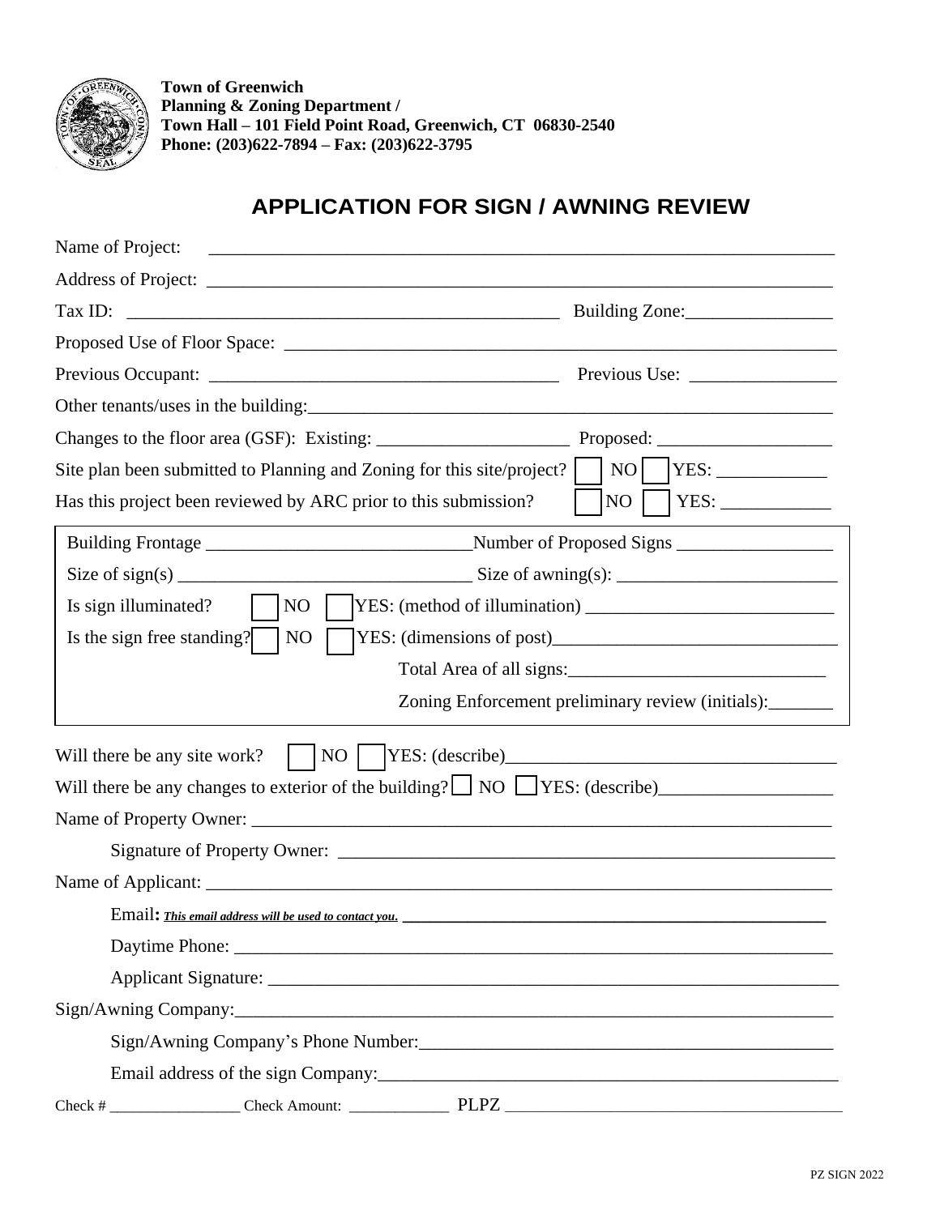**Town of Greenwich**
**Planning & Zoning Department /**
**Town Hall – 101 Field Point Road, Greenwich, CT 06830-2540**
**Phone: (203)622-7894 – Fax: (203)622-3795**

# APPLICATION FOR SIGN / AWNING REVIEW

Name of Project: ____________________________________________

Address of Project: ____________________________________________

Tax ID: ______________________________ Building Zone:________________

Proposed Use of Floor Space: ____________________________________________

Previous Occupant: ______________________________ Previous Use: ________________

Other tenants/uses in the building:____________________________________________

Changes to the floor area (GSF): Existing: ____________________ Proposed: __________________

Site plan been submitted to Planning and Zoning for this site/project? ☐ NO ☐ YES: ___________

Has this project been reviewed by ARC prior to this submission? ☐ NO ☐ YES: ___________

Building Frontage ____________________________Number of Proposed Signs ________________

Size of sign(s) ______________________________ Size of awning(s): ______________________

Is sign illuminated? ☐ NO ☐ YES: (method of illumination) __________________________

Is the sign free standing? ☐ NO ☐ YES: (dimensions of post)______________________________

Total Area of all signs:___________________________

Zoning Enforcement preliminary review (initials):_______

Will there be any site work? ☐ NO ☐ YES: (describe)__________________________________

Will there be any changes to exterior of the building? ☐ NO ☐ YES: (describe)__________________

Name of Property Owner: ____________________________________________

Signature of Property Owner: ____________________________________________

Name of Applicant: ____________________________________________

Email**:** ***This email address will be used to contact you.*** ____________________________________________

Daytime Phone: ____________________________________________

Applicant Signature: ____________________________________________

Sign/Awning Company:____________________________________________

Sign/Awning Company's Phone Number:____________________________________________

Email address of the sign Company:____________________________________________

Check # ________________ Check Amount: ____________ PLPZ ________________________________________

PZ SIGN 2022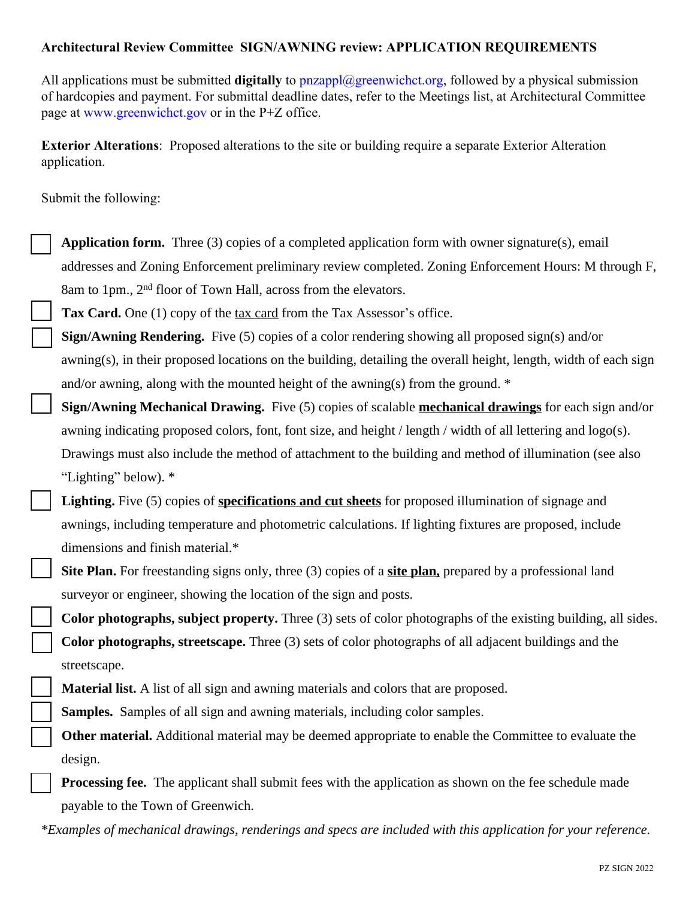**Architectural Review Committee SIGN/AWNING review: APPLICATION REQUIREMENTS**

All applications must be submitted **digitally** to pnzappl@greenwichct.org, followed by a physical submission of hardcopies and payment. For submittal deadline dates, refer to the Meetings list, at Architectural Committee page at www.greenwichct.gov or in the P+Z office.

**Exterior Alterations**: Proposed alterations to the site or building require a separate Exterior Alteration application.

Submit the following:

- ☐ **Application form.** Three (3) copies of a completed application form with owner signature(s), email addresses and Zoning Enforcement preliminary review completed. Zoning Enforcement Hours: M through F, 8am to 1pm., 2nd floor of Town Hall, across from the elevators.
- ☐ **Tax Card.** One (1) copy of the tax card from the Tax Assessor's office.
- ☐ **Sign/Awning Rendering.** Five (5) copies of a color rendering showing all proposed sign(s) and/or awning(s), in their proposed locations on the building, detailing the overall height, length, width of each sign and/or awning, along with the mounted height of the awning(s) from the ground. *
- ☐ **Sign/Awning Mechanical Drawing.** Five (5) copies of scalable **mechanical drawings** for each sign and/or awning indicating proposed colors, font, font size, and height / length / width of all lettering and logo(s). Drawings must also include the method of attachment to the building and method of illumination (see also "Lighting" below). *
- ☐ **Lighting.** Five (5) copies of **specifications and cut sheets** for proposed illumination of signage and awnings, including temperature and photometric calculations. If lighting fixtures are proposed, include dimensions and finish material.*
- ☐ **Site Plan.** For freestanding signs only, three (3) copies of a **site plan,** prepared by a professional land surveyor or engineer, showing the location of the sign and posts.
- ☐ **Color photographs, subject property.** Three (3) sets of color photographs of the existing building, all sides.
- ☐ **Color photographs, streetscape.** Three (3) sets of color photographs of all adjacent buildings and the streetscape.
- ☐ **Material list.** A list of all sign and awning materials and colors that are proposed.
- ☐ **Samples.** Samples of all sign and awning materials, including color samples.
- ☐ **Other material.** Additional material may be deemed appropriate to enable the Committee to evaluate the design.
- ☐ **Processing fee.** The applicant shall submit fees with the application as shown on the fee schedule made payable to the Town of Greenwich.

**Examples of mechanical drawings, renderings and specs are included with this application for your reference.*

PZ SIGN 2022